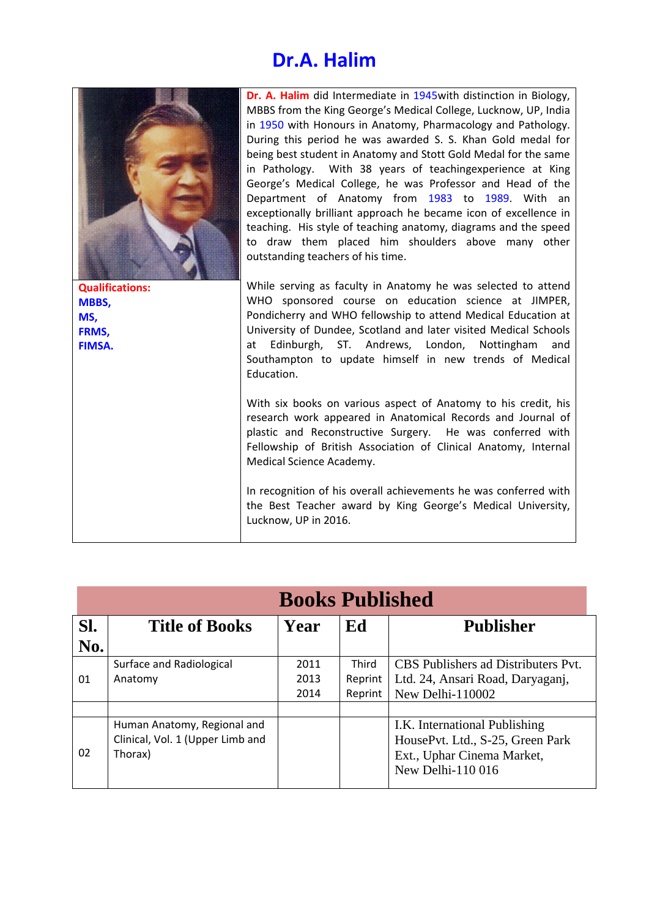# Dr.A. Halim

**Dr. A. Halim** did Intermediate in 1945with distinction in Biology, MBBS from the King George's Medical College, Lucknow, UP, India in 1950 with Honours in Anatomy, Pharmacology and Pathology. During this period he was awarded S. S. Khan Gold medal for being best student in Anatomy and Stott Gold Medal for the same in Pathology. With 38 years of teachingexperience at King George's Medical College, he was Professor and Head of the Department of Anatomy from 1983 to 1989. With an exceptionally brilliant approach he became icon of excellence in teaching. His style of teaching anatomy, diagrams and the speed to draw them placed him shoulders above many other outstanding teachers of his time.

**Qualifications:**
**MBBS,**
**MS,**
**FRMS,**
**FIMSA.**

While serving as faculty in Anatomy he was selected to attend WHO sponsored course on education science at JIMPER, Pondicherry and WHO fellowship to attend Medical Education at University of Dundee, Scotland and later visited Medical Schools at Edinburgh, ST. Andrews, London, Nottingham and Southampton to update himself in new trends of Medical Education.

With six books on various aspect of Anatomy to his credit, his research work appeared in Anatomical Records and Journal of plastic and Reconstructive Surgery. He was conferred with Fellowship of British Association of Clinical Anatomy, Internal Medical Science Academy.

In recognition of his overall achievements he was conferred with the Best Teacher award by King George's Medical University, Lucknow, UP in 2016.

## Books Published

| Sl. No. | Title of Books | Year | Ed | Publisher |
|---|---|---|---|---|
| 01 | Surface and Radiological Anatomy | 2011<br>2013<br>2014 | Third<br>Reprint<br>Reprint | CBS Publishers ad Distributers Pvt. Ltd. 24, Ansari Road, Daryaganj, New Delhi-110002 |
| | | | | |
| 02 | Human Anatomy, Regional and Clinical, Vol. 1 (Upper Limb and Thorax) | | | I.K. International Publishing HousePvt. Ltd., S-25, Green Park Ext., Uphar Cinema Market, New Delhi-110 016 |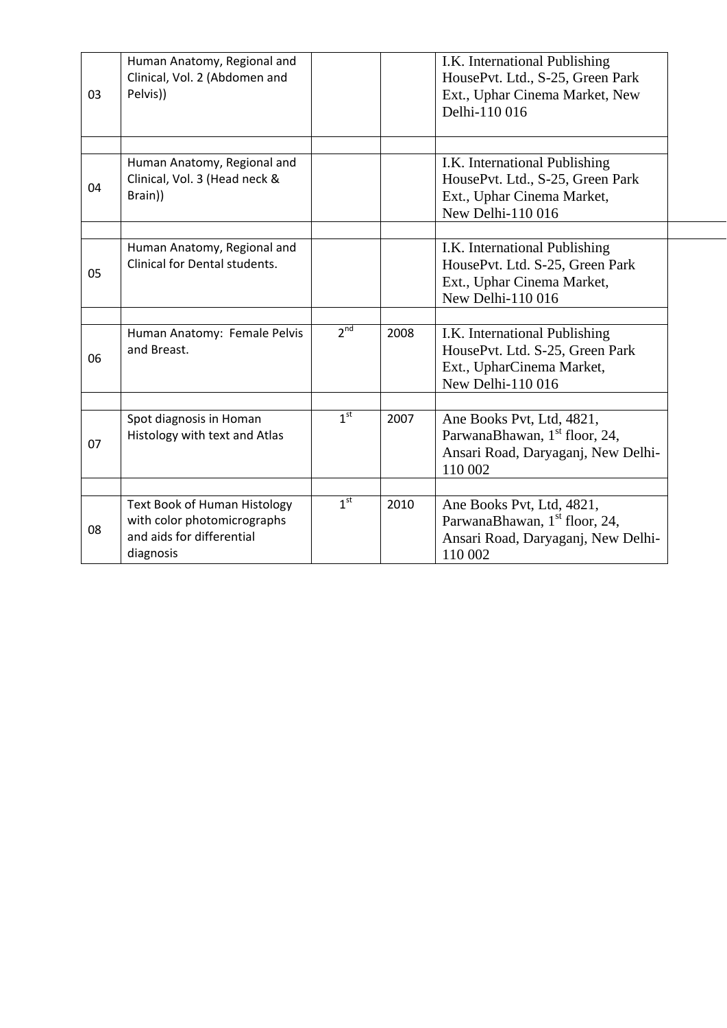| | | | | |
|---|---|---|---|---|
| 03 | Human Anatomy, Regional and Clinical, Vol. 2 (Abdomen and Pelvis)) | | | I.K. International Publishing HousePvt. Ltd., S-25, Green Park Ext., Uphar Cinema Market, New Delhi-110 016 |
| | | | | |
| 04 | Human Anatomy, Regional and Clinical, Vol. 3 (Head neck & Brain)) | | | I.K. International Publishing HousePvt. Ltd., S-25, Green Park Ext., Uphar Cinema Market, New Delhi-110 016 |
| | | | | |
| 05 | Human Anatomy, Regional and Clinical for Dental students. | | | I.K. International Publishing HousePvt. Ltd. S-25, Green Park Ext., Uphar Cinema Market, New Delhi-110 016 |
| | | | | |
| 06 | Human Anatomy: Female Pelvis and Breast. | 2nd | 2008 | I.K. International Publishing HousePvt. Ltd. S-25, Green Park Ext., UpharCinema Market, New Delhi-110 016 |
| | | | | |
| 07 | Spot diagnosis in Homan Histology with text and Atlas | 1st | 2007 | Ane Books Pvt, Ltd, 4821, ParwanaBhawan, 1st floor, 24, Ansari Road, Daryaganj, New Delhi-110 002 |
| | | | | |
| 08 | Text Book of Human Histology with color photomicrographs and aids for differential diagnosis | 1st | 2010 | Ane Books Pvt, Ltd, 4821, ParwanaBhawan, 1st floor, 24, Ansari Road, Daryaganj, New Delhi-110 002 |